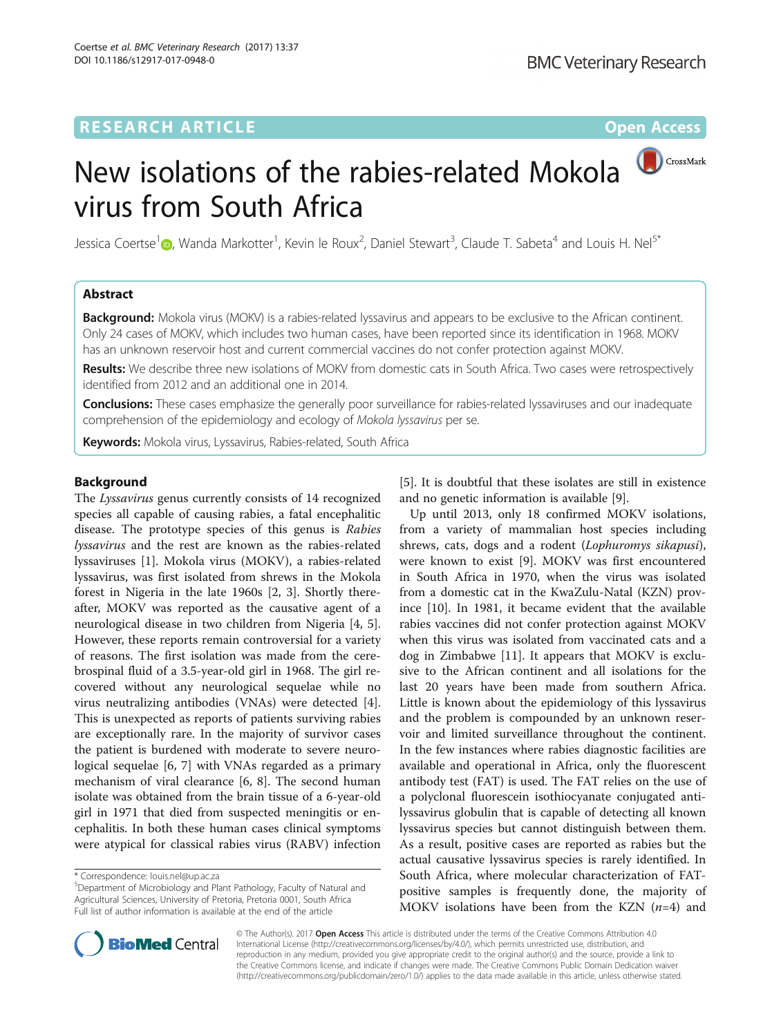RESEARCH ARTICLE

Open Access

# New isolations of the rabies-related Mokola virus from South Africa

Jessica Coertse[1], Wanda Markotter[1], Kevin le Roux[2], Daniel Stewart[3], Claude T. Sabeta[4] and Louis H. Nel[5*]

## Abstract

**Background:** Mokola virus (MOKV) is a rabies-related lyssavirus and appears to be exclusive to the African continent. Only 24 cases of MOKV, which includes two human cases, have been reported since its identification in 1968. MOKV has an unknown reservoir host and current commercial vaccines do not confer protection against MOKV.

**Results:** We describe three new isolations of MOKV from domestic cats in South Africa. Two cases were retrospectively identified from 2012 and an additional one in 2014.

**Conclusions:** These cases emphasize the generally poor surveillance for rabies-related lyssaviruses and our inadequate comprehension of the epidemiology and ecology of *Mokola lyssavirus* per se.

**Keywords:** Mokola virus, Lyssavirus, Rabies-related, South Africa

## Background

The *Lyssavirus* genus currently consists of 14 recognized species all capable of causing rabies, a fatal encephalitic disease. The prototype species of this genus is *Rabies lyssavirus* and the rest are known as the rabies-related lyssaviruses [1]. Mokola virus (MOKV), a rabies-related lyssavirus, was first isolated from shrews in the Mokola forest in Nigeria in the late 1960s [2, 3]. Shortly thereafter, MOKV was reported as the causative agent of a neurological disease in two children from Nigeria [4, 5]. However, these reports remain controversial for a variety of reasons. The first isolation was made from the cerebrospinal fluid of a 3.5-year-old girl in 1968. The girl recovered without any neurological sequelae while no virus neutralizing antibodies (VNAs) were detected [4]. This is unexpected as reports of patients surviving rabies are exceptionally rare. In the majority of survivor cases the patient is burdened with moderate to severe neurological sequelae [6, 7] with VNAs regarded as a primary mechanism of viral clearance [6, 8]. The second human isolate was obtained from the brain tissue of a 6-year-old girl in 1971 that died from suspected meningitis or encephalitis. In both these human cases clinical symptoms were atypical for classical rabies virus (RABV) infection [5]. It is doubtful that these isolates are still in existence and no genetic information is available [9].

Up until 2013, only 18 confirmed MOKV isolations, from a variety of mammalian host species including shrews, cats, dogs and a rodent (*Lophuromys sikapusi*), were known to exist [9]. MOKV was first encountered in South Africa in 1970, when the virus was isolated from a domestic cat in the KwaZulu-Natal (KZN) province [10]. In 1981, it became evident that the available rabies vaccines did not confer protection against MOKV when this virus was isolated from vaccinated cats and a dog in Zimbabwe [11]. It appears that MOKV is exclusive to the African continent and all isolations for the last 20 years have been made from southern Africa. Little is known about the epidemiology of this lyssavirus and the problem is compounded by an unknown reservoir and limited surveillance throughout the continent. In the few instances where rabies diagnostic facilities are available and operational in Africa, only the fluorescent antibody test (FAT) is used. The FAT relies on the use of a polyclonal fluorescein isothiocyanate conjugated anti-lyssavirus globulin that is capable of detecting all known lyssavirus species but cannot distinguish between them. As a result, positive cases are reported as rabies but the actual causative lyssavirus species is rarely identified. In South Africa, where molecular characterization of FAT-positive samples is frequently done, the majority of MOKV isolations have been from the KZN ($n$=4) and

* Correspondence: louis.nel@up.ac.za
[5]Department of Microbiology and Plant Pathology, Faculty of Natural and Agricultural Sciences, University of Pretoria, Pretoria 0001, South Africa
Full list of author information is available at the end of the article

© The Author(s). 2017 **Open Access** This article is distributed under the terms of the Creative Commons Attribution 4.0 International License (http://creativecommons.org/licenses/by/4.0/), which permits unrestricted use, distribution, and reproduction in any medium, provided you give appropriate credit to the original author(s) and the source, provide a link to the Creative Commons license, and indicate if changes were made. The Creative Commons Public Domain Dedication waiver (http://creativecommons.org/publicdomain/zero/1.0/) applies to the data made available in this article, unless otherwise stated.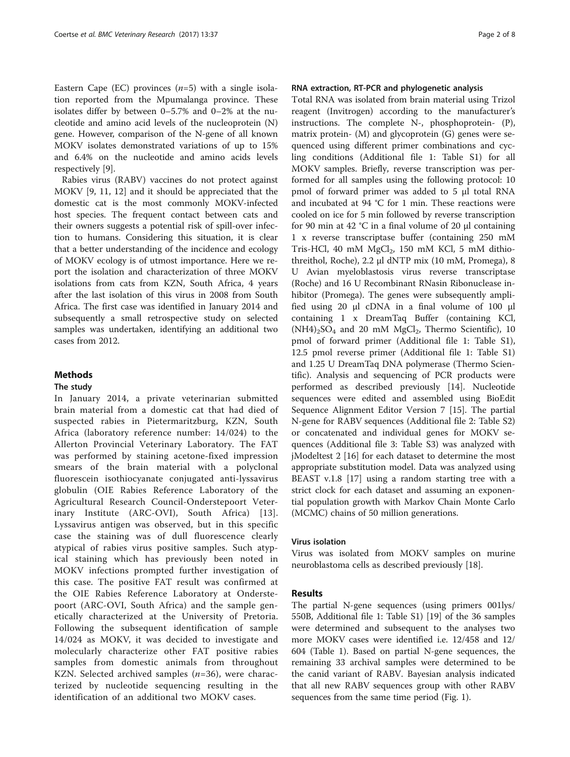Eastern Cape (EC) provinces (*n*=5) with a single isolation reported from the Mpumalanga province. These isolates differ by between 0–5.7% and 0–2% at the nucleotide and amino acid levels of the nucleoprotein (N) gene. However, comparison of the N-gene of all known MOKV isolates demonstrated variations of up to 15% and 6.4% on the nucleotide and amino acids levels respectively [9].

Rabies virus (RABV) vaccines do not protect against MOKV [9, 11, 12] and it should be appreciated that the domestic cat is the most commonly MOKV-infected host species. The frequent contact between cats and their owners suggests a potential risk of spill-over infection to humans. Considering this situation, it is clear that a better understanding of the incidence and ecology of MOKV ecology is of utmost importance. Here we report the isolation and characterization of three MOKV isolations from cats from KZN, South Africa, 4 years after the last isolation of this virus in 2008 from South Africa. The first case was identified in January 2014 and subsequently a small retrospective study on selected samples was undertaken, identifying an additional two cases from 2012.

## Methods

### The study

In January 2014, a private veterinarian submitted brain material from a domestic cat that had died of suspected rabies in Pietermaritzburg, KZN, South Africa (laboratory reference number: 14/024) to the Allerton Provincial Veterinary Laboratory. The FAT was performed by staining acetone-fixed impression smears of the brain material with a polyclonal fluorescein isothiocyanate conjugated anti-lyssavirus globulin (OIE Rabies Reference Laboratory of the Agricultural Research Council-Onderstepoort Veterinary Institute (ARC-OVI), South Africa) [13]. Lyssavirus antigen was observed, but in this specific case the staining was of dull fluorescence clearly atypical of rabies virus positive samples. Such atypical staining which has previously been noted in MOKV infections prompted further investigation of this case. The positive FAT result was confirmed at the OIE Rabies Reference Laboratory at Onderstepoort (ARC-OVI, South Africa) and the sample genetically characterized at the University of Pretoria. Following the subsequent identification of sample 14/024 as MOKV, it was decided to investigate and molecularly characterize other FAT positive rabies samples from domestic animals from throughout KZN. Selected archived samples (*n*=36), were characterized by nucleotide sequencing resulting in the identification of an additional two MOKV cases.

### RNA extraction, RT-PCR and phylogenetic analysis

Total RNA was isolated from brain material using Trizol reagent (Invitrogen) according to the manufacturer's instructions. The complete N-, phosphoprotein- (P), matrix protein- (M) and glycoprotein (G) genes were sequenced using different primer combinations and cycling conditions (Additional file 1: Table S1) for all MOKV samples. Briefly, reverse transcription was performed for all samples using the following protocol: 10 pmol of forward primer was added to 5 μl total RNA and incubated at 94 °C for 1 min. These reactions were cooled on ice for 5 min followed by reverse transcription for 90 min at 42 °C in a final volume of 20 μl containing 1 x reverse transcriptase buffer (containing 250 mM Tris-HCl, 40 mM $MgCl_2$, 150 mM KCl, 5 mM dithiothreitol, Roche), 2.2 μl dNTP mix (10 mM, Promega), 8 U Avian myeloblastosis virus reverse transcriptase (Roche) and 16 U Recombinant RNasin Ribonuclease inhibitor (Promega). The genes were subsequently amplified using 20 μl cDNA in a final volume of 100 μl containing 1 x DreamTaq Buffer (containing KCl, $(NH4)_2SO_4$ and 20 mM $MgCl_2$, Thermo Scientific), 10 pmol of forward primer (Additional file 1: Table S1), 12.5 pmol reverse primer (Additional file 1: Table S1) and 1.25 U DreamTaq DNA polymerase (Thermo Scientific). Analysis and sequencing of PCR products were performed as described previously [14]. Nucleotide sequences were edited and assembled using BioEdit Sequence Alignment Editor Version 7 [15]. The partial N-gene for RABV sequences (Additional file 2: Table S2) or concatenated and individual genes for MOKV sequences (Additional file 3: Table S3) was analyzed with jModeltest 2 [16] for each dataset to determine the most appropriate substitution model. Data was analyzed using BEAST v.1.8 [17] using a random starting tree with a strict clock for each dataset and assuming an exponential population growth with Markov Chain Monte Carlo (MCMC) chains of 50 million generations.

### Virus isolation

Virus was isolated from MOKV samples on murine neuroblastoma cells as described previously [18].

## Results

The partial N-gene sequences (using primers 001lys/550B, Additional file 1: Table S1) [19] of the 36 samples were determined and subsequent to the analyses two more MOKV cases were identified i.e. 12/458 and 12/604 (Table 1). Based on partial N-gene sequences, the remaining 33 archival samples were determined to be the canid variant of RABV. Bayesian analysis indicated that all new RABV sequences group with other RABV sequences from the same time period (Fig. 1).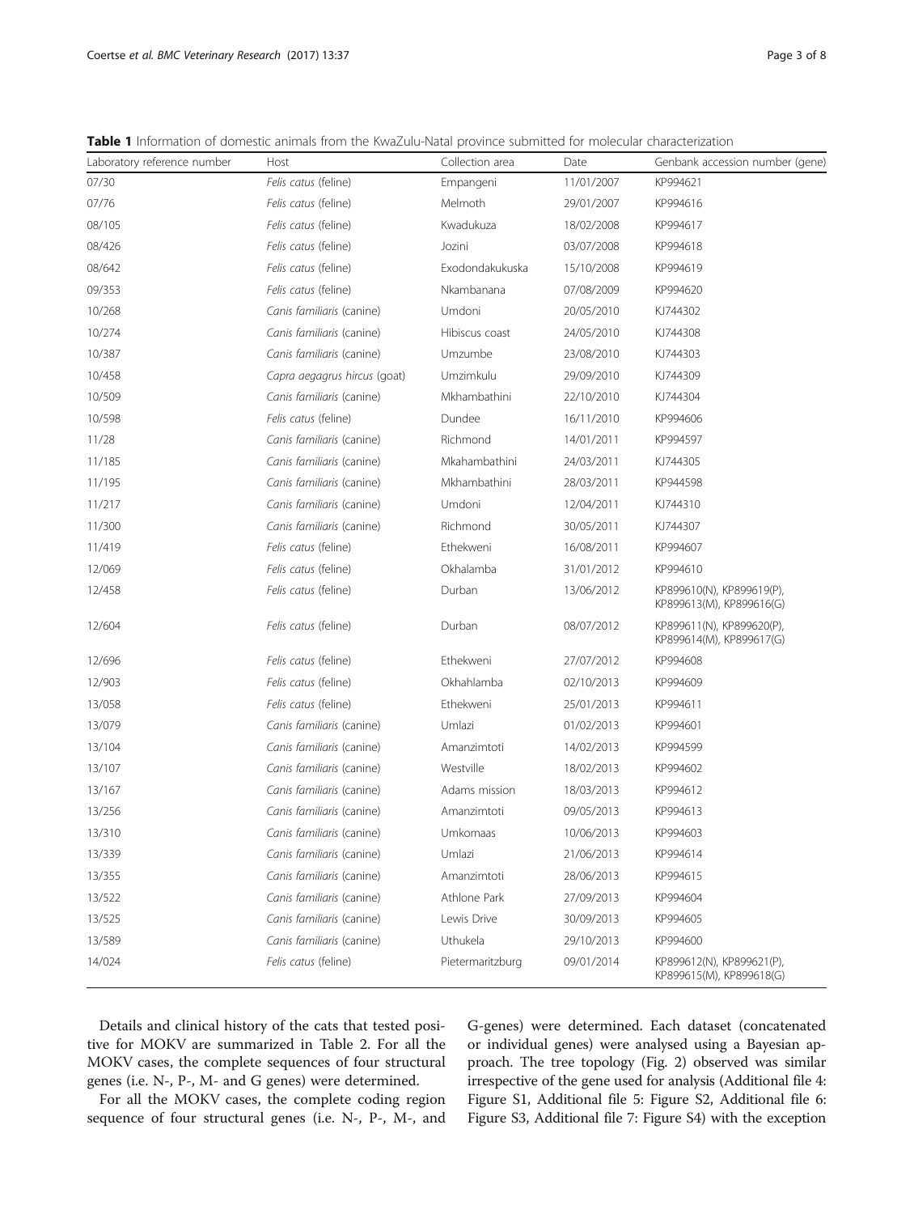**Table 1** Information of domestic animals from the KwaZulu-Natal province submitted for molecular characterization

| Laboratory reference number | Host | Collection area | Date | Genbank accession number (gene) |
|---|---|---|---|---|
| 07/30 | *Felis catus* (feline) | Empangeni | 11/01/2007 | KP994621 |
| 07/76 | *Felis catus* (feline) | Melmoth | 29/01/2007 | KP994616 |
| 08/105 | *Felis catus* (feline) | Kwadukuza | 18/02/2008 | KP994617 |
| 08/426 | *Felis catus* (feline) | Jozini | 03/07/2008 | KP994618 |
| 08/642 | *Felis catus* (feline) | Exodondakukuska | 15/10/2008 | KP994619 |
| 09/353 | *Felis catus* (feline) | Nkambanana | 07/08/2009 | KP994620 |
| 10/268 | *Canis familiaris* (canine) | Umdoni | 20/05/2010 | KJ744302 |
| 10/274 | *Canis familiaris* (canine) | Hibiscus coast | 24/05/2010 | KJ744308 |
| 10/387 | *Canis familiaris* (canine) | Umzumbe | 23/08/2010 | KJ744303 |
| 10/458 | *Capra aegagrus hircus* (goat) | Umzimkulu | 29/09/2010 | KJ744309 |
| 10/509 | *Canis familiaris* (canine) | Mkhambathini | 22/10/2010 | KJ744304 |
| 10/598 | *Felis catus* (feline) | Dundee | 16/11/2010 | KP994606 |
| 11/28 | *Canis familiaris* (canine) | Richmond | 14/01/2011 | KP994597 |
| 11/185 | *Canis familiaris* (canine) | Mkahambathini | 24/03/2011 | KJ744305 |
| 11/195 | *Canis familiaris* (canine) | Mkhambathini | 28/03/2011 | KP944598 |
| 11/217 | *Canis familiaris* (canine) | Umdoni | 12/04/2011 | KJ744310 |
| 11/300 | *Canis familiaris* (canine) | Richmond | 30/05/2011 | KJ744307 |
| 11/419 | *Felis catus* (feline) | Ethekweni | 16/08/2011 | KP994607 |
| 12/069 | *Felis catus* (feline) | Okhalamba | 31/01/2012 | KP994610 |
| 12/458 | *Felis catus* (feline) | Durban | 13/06/2012 | KP899610(N), KP899619(P), KP899613(M), KP899616(G) |
| 12/604 | *Felis catus* (feline) | Durban | 08/07/2012 | KP899611(N), KP899620(P), KP899614(M), KP899617(G) |
| 12/696 | *Felis catus* (feline) | Ethekweni | 27/07/2012 | KP994608 |
| 12/903 | *Felis catus* (feline) | Okhahlamba | 02/10/2013 | KP994609 |
| 13/058 | *Felis catus* (feline) | Ethekweni | 25/01/2013 | KP994611 |
| 13/079 | *Canis familiaris* (canine) | Umlazi | 01/02/2013 | KP994601 |
| 13/104 | *Canis familiaris* (canine) | Amanzimtoti | 14/02/2013 | KP994599 |
| 13/107 | *Canis familiaris* (canine) | Westville | 18/02/2013 | KP994602 |
| 13/167 | *Canis familiaris* (canine) | Adams mission | 18/03/2013 | KP994612 |
| 13/256 | *Canis familiaris* (canine) | Amanzimtoti | 09/05/2013 | KP994613 |
| 13/310 | *Canis familiaris* (canine) | Umkomaas | 10/06/2013 | KP994603 |
| 13/339 | *Canis familiaris* (canine) | Umlazi | 21/06/2013 | KP994614 |
| 13/355 | *Canis familiaris* (canine) | Amanzimtoti | 28/06/2013 | KP994615 |
| 13/522 | *Canis familiaris* (canine) | Athlone Park | 27/09/2013 | KP994604 |
| 13/525 | *Canis familiaris* (canine) | Lewis Drive | 30/09/2013 | KP994605 |
| 13/589 | *Canis familiaris* (canine) | Uthukela | 29/10/2013 | KP994600 |
| 14/024 | *Felis catus* (feline) | Pietermaritzburg | 09/01/2014 | KP899612(N), KP899621(P), KP899615(M), KP899618(G) |

Details and clinical history of the cats that tested positive for MOKV are summarized in Table 2. For all the MOKV cases, the complete sequences of four structural genes (i.e. N-, P-, M- and G genes) were determined.

For all the MOKV cases, the complete coding region sequence of four structural genes (i.e. N-, P-, M-, and G-genes) were determined. Each dataset (concatenated or individual genes) were analysed using a Bayesian approach. The tree topology (Fig. 2) observed was similar irrespective of the gene used for analysis (Additional file 4: Figure S1, Additional file 5: Figure S2, Additional file 6: Figure S3, Additional file 7: Figure S4) with the exception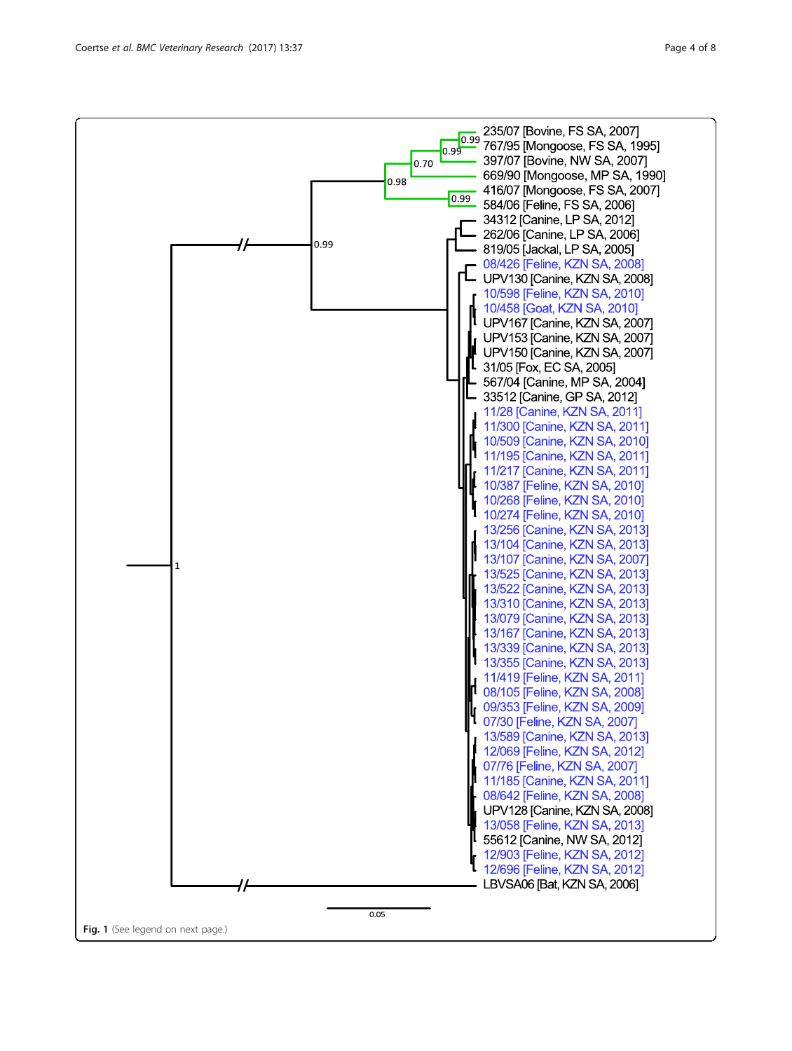Fig. 1 (See legend on next page.)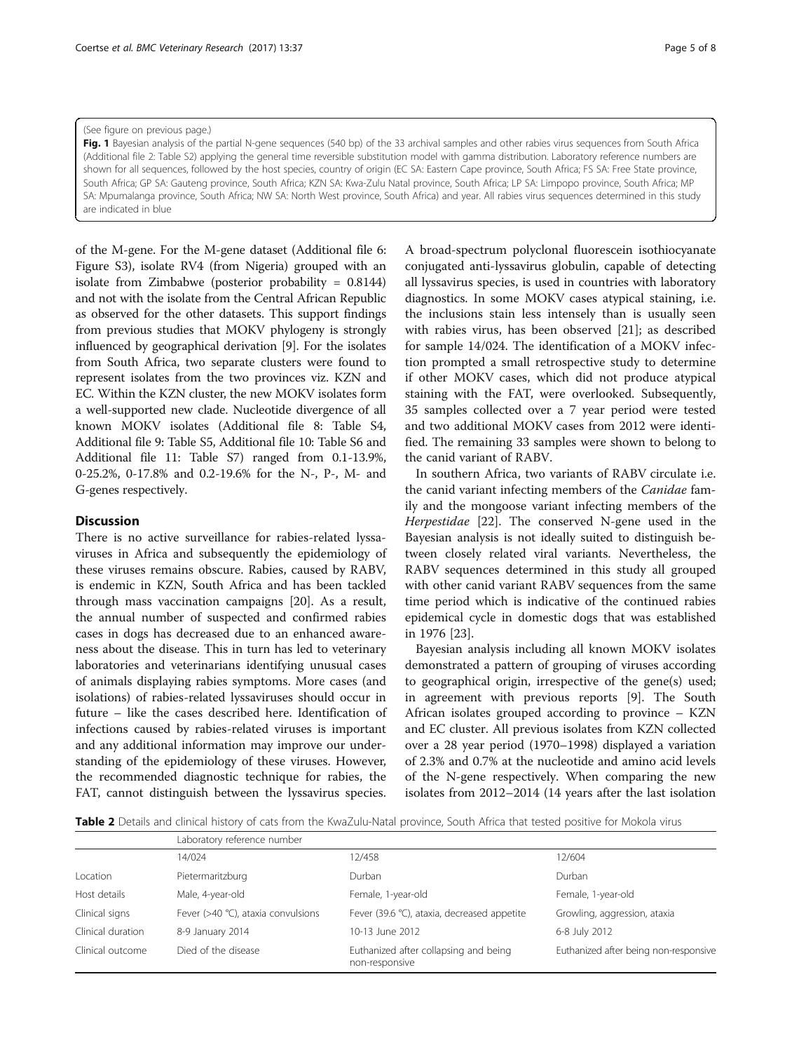(See figure on previous page.)

**Fig. 1** Bayesian analysis of the partial N-gene sequences (540 bp) of the 33 archival samples and other rabies virus sequences from South Africa (Additional file 2: Table S2) applying the general time reversible substitution model with gamma distribution. Laboratory reference numbers are shown for all sequences, followed by the host species, country of origin (EC SA: Eastern Cape province, South Africa; FS SA: Free State province, South Africa; GP SA: Gauteng province, South Africa; KZN SA: Kwa-Zulu Natal province, South Africa; LP SA: Limpopo province, South Africa; MP SA: Mpumalanga province, South Africa; NW SA: North West province, South Africa) and year. All rabies virus sequences determined in this study are indicated in blue

of the M-gene. For the M-gene dataset (Additional file 6: Figure S3), isolate RV4 (from Nigeria) grouped with an isolate from Zimbabwe (posterior probability = 0.8144) and not with the isolate from the Central African Republic as observed for the other datasets. This support findings from previous studies that MOKV phylogeny is strongly influenced by geographical derivation [9]. For the isolates from South Africa, two separate clusters were found to represent isolates from the two provinces viz. KZN and EC. Within the KZN cluster, the new MOKV isolates form a well-supported new clade. Nucleotide divergence of all known MOKV isolates (Additional file 8: Table S4, Additional file 9: Table S5, Additional file 10: Table S6 and Additional file 11: Table S7) ranged from 0.1-13.9%, 0-25.2%, 0-17.8% and 0.2-19.6% for the N-, P-, M- and G-genes respectively.

## Discussion

There is no active surveillance for rabies-related lyssaviruses in Africa and subsequently the epidemiology of these viruses remains obscure. Rabies, caused by RABV, is endemic in KZN, South Africa and has been tackled through mass vaccination campaigns [20]. As a result, the annual number of suspected and confirmed rabies cases in dogs has decreased due to an enhanced awareness about the disease. This in turn has led to veterinary laboratories and veterinarians identifying unusual cases of animals displaying rabies symptoms. More cases (and isolations) of rabies-related lyssaviruses should occur in future – like the cases described here. Identification of infections caused by rabies-related viruses is important and any additional information may improve our understanding of the epidemiology of these viruses. However, the recommended diagnostic technique for rabies, the FAT, cannot distinguish between the lyssavirus species. A broad-spectrum polyclonal fluorescein isothiocyanate conjugated anti-lyssavirus globulin, capable of detecting all lyssavirus species, is used in countries with laboratory diagnostics. In some MOKV cases atypical staining, i.e. the inclusions stain less intensely than is usually seen with rabies virus, has been observed [21]; as described for sample 14/024. The identification of a MOKV infection prompted a small retrospective study to determine if other MOKV cases, which did not produce atypical staining with the FAT, were overlooked. Subsequently, 35 samples collected over a 7 year period were tested and two additional MOKV cases from 2012 were identified. The remaining 33 samples were shown to belong to the canid variant of RABV.

In southern Africa, two variants of RABV circulate i.e. the canid variant infecting members of the *Canidae* family and the mongoose variant infecting members of the *Herpestidae* [22]. The conserved N-gene used in the Bayesian analysis is not ideally suited to distinguish between closely related viral variants. Nevertheless, the RABV sequences determined in this study all grouped with other canid variant RABV sequences from the same time period which is indicative of the continued rabies epidemical cycle in domestic dogs that was established in 1976 [23].

Bayesian analysis including all known MOKV isolates demonstrated a pattern of grouping of viruses according to geographical origin, irrespective of the gene(s) used; in agreement with previous reports [9]. The South African isolates grouped according to province – KZN and EC cluster. All previous isolates from KZN collected over a 28 year period (1970–1998) displayed a variation of 2.3% and 0.7% at the nucleotide and amino acid levels of the N-gene respectively. When comparing the new isolates from 2012–2014 (14 years after the last isolation

**Table 2** Details and clinical history of cats from the KwaZulu-Natal province, South Africa that tested positive for Mokola virus

| | Laboratory reference number | | |
|---|---|---|---|
| | 14/024 | 12/458 | 12/604 |
| Location | Pietermaritzburg | Durban | Durban |
| Host details | Male, 4-year-old | Female, 1-year-old | Female, 1-year-old |
| Clinical signs | Fever (>40 °C), ataxia convulsions | Fever (39.6 °C), ataxia, decreased appetite | Growling, aggression, ataxia |
| Clinical duration | 8-9 January 2014 | 10-13 June 2012 | 6-8 July 2012 |
| Clinical outcome | Died of the disease | Euthanized after collapsing and being non-responsive | Euthanized after being non-responsive |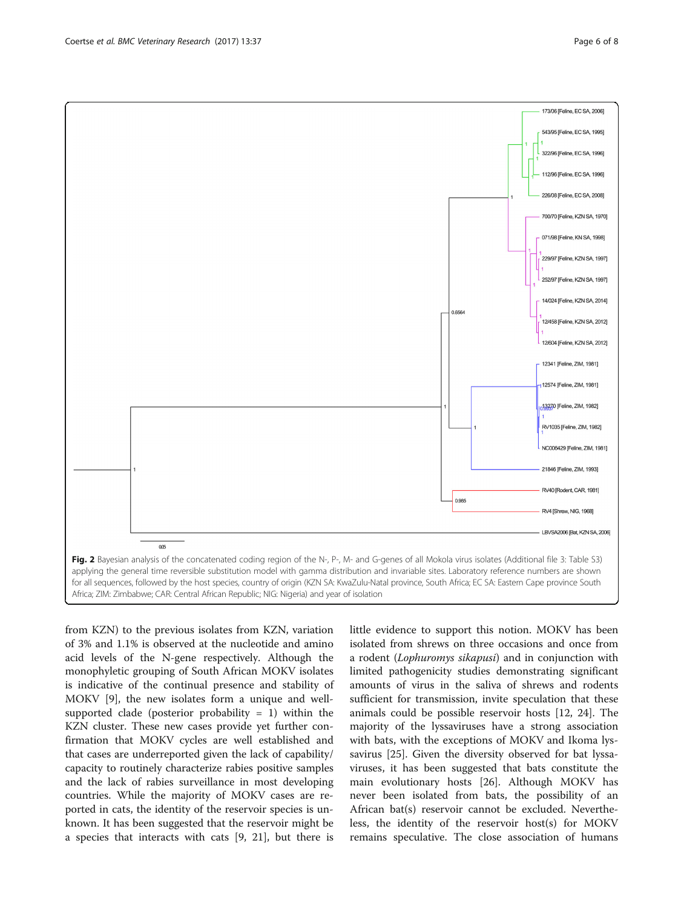**Fig. 2** Bayesian analysis of the concatenated coding region of the N-, P-, M- and G-genes of all Mokola virus isolates (Additional file 3: Table S3) applying the general time reversible substitution model with gamma distribution and invariable sites. Laboratory reference numbers are shown for all sequences, followed by the host species, country of origin (KZN SA: KwaZulu-Natal province, South Africa; EC SA: Eastern Cape province South Africa; ZIM: Zimbabwe; CAR: Central African Republic; NIG: Nigeria) and year of isolation

from KZN) to the previous isolates from KZN, variation of 3% and 1.1% is observed at the nucleotide and amino acid levels of the N-gene respectively. Although the monophyletic grouping of South African MOKV isolates is indicative of the continual presence and stability of MOKV [9], the new isolates form a unique and well-supported clade (posterior probability = 1) within the KZN cluster. These new cases provide yet further confirmation that MOKV cycles are well established and that cases are underreported given the lack of capability/capacity to routinely characterize rabies positive samples and the lack of rabies surveillance in most developing countries. While the majority of MOKV cases are reported in cats, the identity of the reservoir species is unknown. It has been suggested that the reservoir might be a species that interacts with cats [9, 21], but there is little evidence to support this notion. MOKV has been isolated from shrews on three occasions and once from a rodent (*Lophuromys sikapusi*) and in conjunction with limited pathogenicity studies demonstrating significant amounts of virus in the saliva of shrews and rodents sufficient for transmission, invite speculation that these animals could be possible reservoir hosts [12, 24]. The majority of the lyssaviruses have a strong association with bats, with the exceptions of MOKV and Ikoma lyssavirus [25]. Given the diversity observed for bat lyssaviruses, it has been suggested that bats constitute the main evolutionary hosts [26]. Although MOKV has never been isolated from bats, the possibility of an African bat(s) reservoir cannot be excluded. Nevertheless, the identity of the reservoir host(s) for MOKV remains speculative. The close association of humans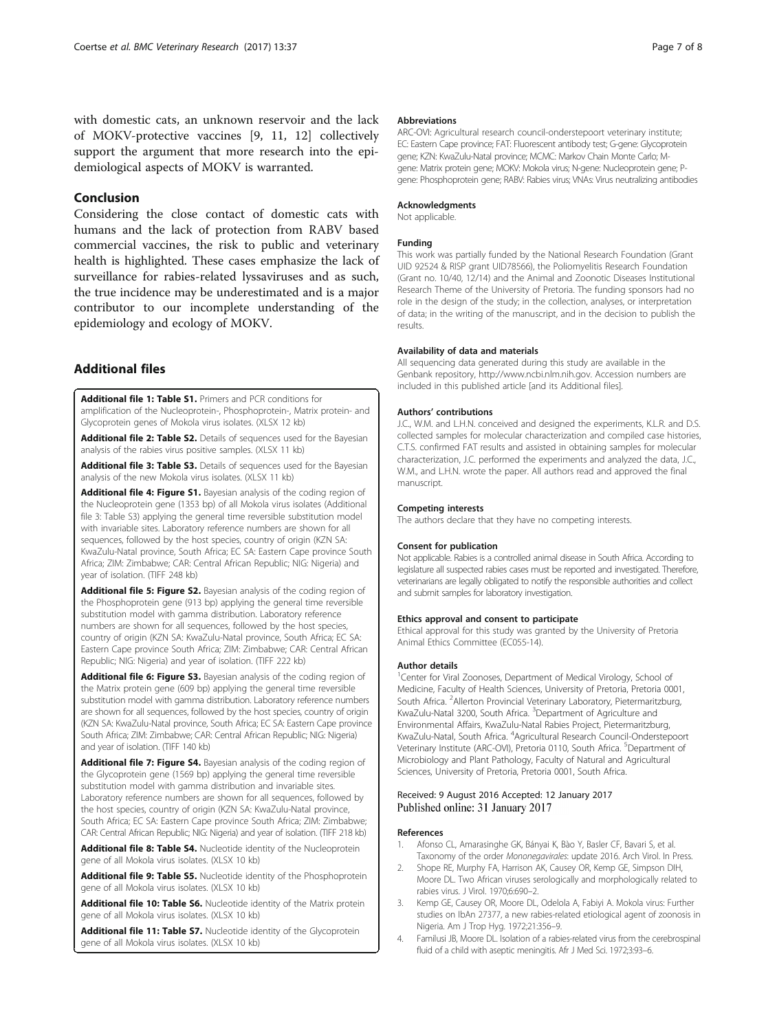with domestic cats, an unknown reservoir and the lack of MOKV-protective vaccines [9, 11, 12] collectively support the argument that more research into the epidemiological aspects of MOKV is warranted.

## Conclusion

Considering the close contact of domestic cats with humans and the lack of protection from RABV based commercial vaccines, the risk to public and veterinary health is highlighted. These cases emphasize the lack of surveillance for rabies-related lyssaviruses and as such, the true incidence may be underestimated and is a major contributor to our incomplete understanding of the epidemiology and ecology of MOKV.

## Additional files

**Additional file 1: Table S1.** Primers and PCR conditions for amplification of the Nucleoprotein-, Phosphoprotein-, Matrix protein- and Glycoprotein genes of Mokola virus isolates. (XLSX 12 kb)

**Additional file 2: Table S2.** Details of sequences used for the Bayesian analysis of the rabies virus positive samples. (XLSX 11 kb)

**Additional file 3: Table S3.** Details of sequences used for the Bayesian analysis of the new Mokola virus isolates. (XLSX 11 kb)

**Additional file 4: Figure S1.** Bayesian analysis of the coding region of the Nucleoprotein gene (1353 bp) of all Mokola virus isolates (Additional file 3: Table S3) applying the general time reversible substitution model with invariable sites. Laboratory reference numbers are shown for all sequences, followed by the host species, country of origin (KZN SA: KwaZulu-Natal province, South Africa; EC SA: Eastern Cape province South Africa; ZIM: Zimbabwe; CAR: Central African Republic; NIG: Nigeria) and year of isolation. (TIFF 248 kb)

**Additional file 5: Figure S2.** Bayesian analysis of the coding region of the Phosphoprotein gene (913 bp) applying the general time reversible substitution model with gamma distribution. Laboratory reference numbers are shown for all sequences, followed by the host species, country of origin (KZN SA: KwaZulu-Natal province, South Africa; EC SA: Eastern Cape province South Africa; ZIM: Zimbabwe; CAR: Central African Republic; NIG: Nigeria) and year of isolation. (TIFF 222 kb)

**Additional file 6: Figure S3.** Bayesian analysis of the coding region of the Matrix protein gene (609 bp) applying the general time reversible substitution model with gamma distribution. Laboratory reference numbers are shown for all sequences, followed by the host species, country of origin (KZN SA: KwaZulu-Natal province, South Africa; EC SA: Eastern Cape province South Africa; ZIM: Zimbabwe; CAR: Central African Republic; NIG: Nigeria) and year of isolation. (TIFF 140 kb)

**Additional file 7: Figure S4.** Bayesian analysis of the coding region of the Glycoprotein gene (1569 bp) applying the general time reversible substitution model with gamma distribution and invariable sites. Laboratory reference numbers are shown for all sequences, followed by the host species, country of origin (KZN SA: KwaZulu-Natal province, South Africa; EC SA: Eastern Cape province South Africa; ZIM: Zimbabwe; CAR: Central African Republic; NIG: Nigeria) and year of isolation. (TIFF 218 kb)

**Additional file 8: Table S4.** Nucleotide identity of the Nucleoprotein gene of all Mokola virus isolates. (XLSX 10 kb)

**Additional file 9: Table S5.** Nucleotide identity of the Phosphoprotein gene of all Mokola virus isolates. (XLSX 10 kb)

**Additional file 10: Table S6.** Nucleotide identity of the Matrix protein gene of all Mokola virus isolates. (XLSX 10 kb)

**Additional file 11: Table S7.** Nucleotide identity of the Glycoprotein gene of all Mokola virus isolates. (XLSX 10 kb)

#### Abbreviations

ARC-OVI: Agricultural research council-onderstepoort veterinary institute; EC: Eastern Cape province; FAT: Fluorescent antibody test; G-gene: Glycoprotein gene; KZN: KwaZulu-Natal province; MCMC: Markov Chain Monte Carlo; M-gene: Matrix protein gene; MOKV: Mokola virus; N-gene: Nucleoprotein gene; P-gene: Phosphoprotein gene; RABV: Rabies virus; VNAs: Virus neutralizing antibodies

#### Acknowledgments

Not applicable.

#### Funding

This work was partially funded by the National Research Foundation (Grant UID 92524 & RISP grant UID78566), the Poliomyelitis Research Foundation (Grant no. 10/40, 12/14) and the Animal and Zoonotic Diseases Institutional Research Theme of the University of Pretoria. The funding sponsors had no role in the design of the study; in the collection, analyses, or interpretation of data; in the writing of the manuscript, and in the decision to publish the results.

#### Availability of data and materials

All sequencing data generated during this study are available in the Genbank repository, http://www.ncbi.nlm.nih.gov. Accession numbers are included in this published article [and its Additional files].

#### Authors' contributions

J.C., W.M. and L.H.N. conceived and designed the experiments, K.L.R. and D.S. collected samples for molecular characterization and compiled case histories, C.T.S. confirmed FAT results and assisted in obtaining samples for molecular characterization, J.C. performed the experiments and analyzed the data, J.C., W.M., and L.H.N. wrote the paper. All authors read and approved the final manuscript.

#### Competing interests

The authors declare that they have no competing interests.

#### Consent for publication

Not applicable. Rabies is a controlled animal disease in South Africa. According to legislature all suspected rabies cases must be reported and investigated. Therefore, veterinarians are legally obligated to notify the responsible authorities and collect and submit samples for laboratory investigation.

#### Ethics approval and consent to participate

Ethical approval for this study was granted by the University of Pretoria Animal Ethics Committee (EC055-14).

#### Author details

[1]Center for Viral Zoonoses, Department of Medical Virology, School of Medicine, Faculty of Health Sciences, University of Pretoria, Pretoria 0001, South Africa. [2]Allerton Provincial Veterinary Laboratory, Pietermaritzburg, KwaZulu-Natal 3200, South Africa. [3]Department of Agriculture and Environmental Affairs, KwaZulu-Natal Rabies Project, Pietermaritzburg, KwaZulu-Natal, South Africa. [4]Agricultural Research Council-Onderstepoort Veterinary Institute (ARC-OVI), Pretoria 0110, South Africa. [5]Department of Microbiology and Plant Pathology, Faculty of Natural and Agricultural Sciences, University of Pretoria, Pretoria 0001, South Africa.

Received: 9 August 2016 Accepted: 12 January 2017
Published online: 31 January 2017

#### References

1. Afonso CL, Amarasinghe GK, Bányai K, Bào Y, Basler CF, Bavari S, et al. Taxonomy of the order *Mononegavirales*: update 2016. Arch Virol. In Press.
2. Shope RE, Murphy FA, Harrison AK, Causey OR, Kemp GE, Simpson DIH, Moore DL. Two African viruses serologically and morphologically related to rabies virus. J Virol. 1970;6:690–2.
3. Kemp GE, Causey OR, Moore DL, Odelola A, Fabiyi A. Mokola virus: Further studies on IbAn 27377, a new rabies-related etiological agent of zoonosis in Nigeria. Am J Trop Hyg. 1972;21:356–9.
4. Familusi JB, Moore DL. Isolation of a rabies-related virus from the cerebrospinal fluid of a child with aseptic meningitis. Afr J Med Sci. 1972;3:93–6.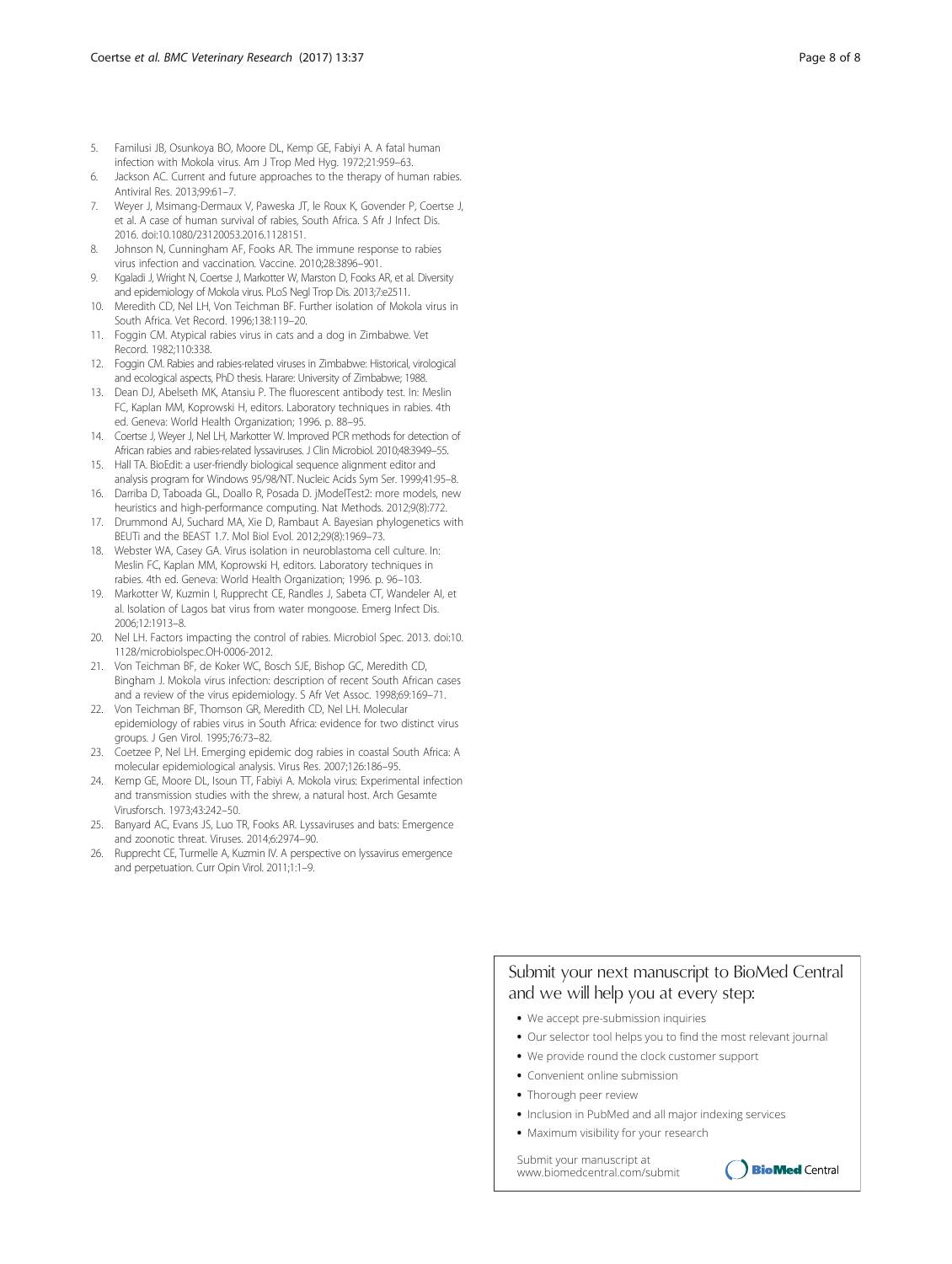5. Familusi JB, Osunkoya BO, Moore DL, Kemp GE, Fabiyi A. A fatal human infection with Mokola virus. Am J Trop Med Hyg. 1972;21:959–63.
6. Jackson AC. Current and future approaches to the therapy of human rabies. Antiviral Res. 2013;99:61–7.
7. Weyer J, Msimang-Dermaux V, Paweska JT, le Roux K, Govender P, Coertse J, et al. A case of human survival of rabies, South Africa. S Afr J Infect Dis. 2016. doi:10.1080/23120053.2016.1128151.
8. Johnson N, Cunningham AF, Fooks AR. The immune response to rabies virus infection and vaccination. Vaccine. 2010;28:3896–901.
9. Kgaladi J, Wright N, Coertse J, Markotter W, Marston D, Fooks AR, et al. Diversity and epidemiology of Mokola virus. PLoS Negl Trop Dis. 2013;7:e2511.
10. Meredith CD, Nel LH, Von Teichman BF. Further isolation of Mokola virus in South Africa. Vet Record. 1996;138:119–20.
11. Foggin CM. Atypical rabies virus in cats and a dog in Zimbabwe. Vet Record. 1982;110:338.
12. Foggin CM. Rabies and rabies-related viruses in Zimbabwe: Historical, virological and ecological aspects, PhD thesis. Harare: University of Zimbabwe; 1988.
13. Dean DJ, Abelseth MK, Atansiu P. The fluorescent antibody test. In: Meslin FC, Kaplan MM, Koprowski H, editors. Laboratory techniques in rabies. 4th ed. Geneva: World Health Organization; 1996. p. 88–95.
14. Coertse J, Weyer J, Nel LH, Markotter W. Improved PCR methods for detection of African rabies and rabies-related lyssaviruses. J Clin Microbiol. 2010;48:3949–55.
15. Hall TA. BioEdit: a user-friendly biological sequence alignment editor and analysis program for Windows 95/98/NT. Nucleic Acids Sym Ser. 1999;41:95–8.
16. Darriba D, Taboada GL, Doallo R, Posada D. jModelTest2: more models, new heuristics and high-performance computing. Nat Methods. 2012;9(8):772.
17. Drummond AJ, Suchard MA, Xie D, Rambaut A. Bayesian phylogenetics with BEUTi and the BEAST 1.7. Mol Biol Evol. 2012;29(8):1969–73.
18. Webster WA, Casey GA. Virus isolation in neuroblastoma cell culture. In: Meslin FC, Kaplan MM, Koprowski H, editors. Laboratory techniques in rabies. 4th ed. Geneva: World Health Organization; 1996. p. 96–103.
19. Markotter W, Kuzmin I, Rupprecht CE, Randles J, Sabeta CT, Wandeler AI, et al. Isolation of Lagos bat virus from water mongoose. Emerg Infect Dis. 2006;12:1913–8.
20. Nel LH. Factors impacting the control of rabies. Microbiol Spec. 2013. doi:10.1128/microbiolspec.OH-0006-2012.
21. Von Teichman BF, de Koker WC, Bosch SJE, Bishop GC, Meredith CD, Bingham J. Mokola virus infection: description of recent South African cases and a review of the virus epidemiology. S Afr Vet Assoc. 1998;69:169–71.
22. Von Teichman BF, Thomson GR, Meredith CD, Nel LH. Molecular epidemiology of rabies virus in South Africa: evidence for two distinct virus groups. J Gen Virol. 1995;76:73–82.
23. Coetzee P, Nel LH. Emerging epidemic dog rabies in coastal South Africa: A molecular epidemiological analysis. Virus Res. 2007;126:186–95.
24. Kemp GE, Moore DL, Isoun TT, Fabiyi A. Mokola virus: Experimental infection and transmission studies with the shrew, a natural host. Arch Gesamte Virusforsch. 1973;43:242–50.
25. Banyard AC, Evans JS, Luo TR, Fooks AR. Lyssaviruses and bats: Emergence and zoonotic threat. Viruses. 2014;6:2974–90.
26. Rupprecht CE, Turmelle A, Kuzmin IV. A perspective on lyssavirus emergence and perpetuation. Curr Opin Virol. 2011;1:1–9.

Submit your next manuscript to BioMed Central and we will help you at every step:

- We accept pre-submission inquiries
- Our selector tool helps you to find the most relevant journal
- We provide round the clock customer support
- Convenient online submission
- Thorough peer review
- Inclusion in PubMed and all major indexing services
- Maximum visibility for your research

Submit your manuscript at
www.biomedcentral.com/submit

BioMed Central